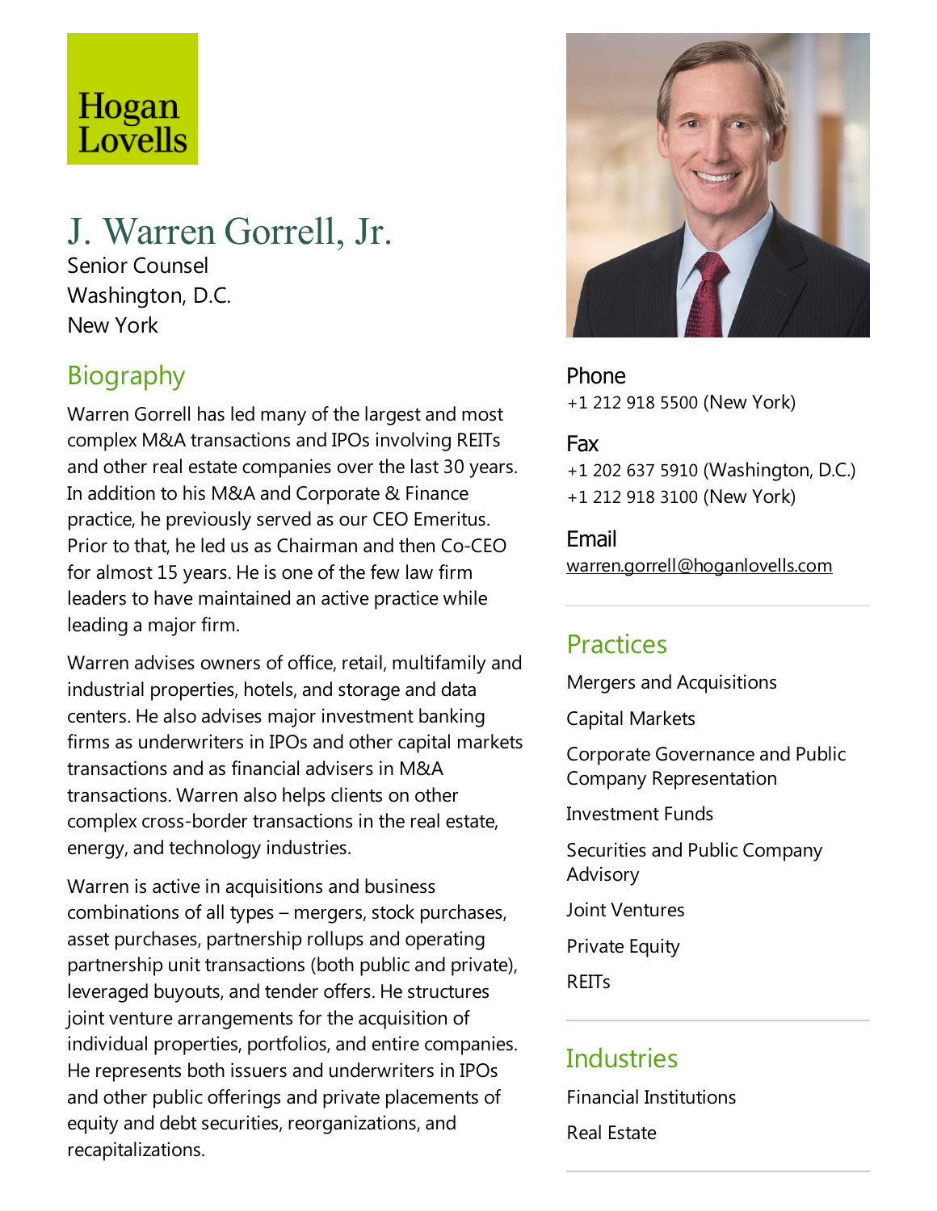Hogan Lovells

# J. Warren Gorrell, Jr.

Senior Counsel
Washington, D.C.
New York

## Biography

Warren Gorrell has led many of the largest and most complex M&A transactions and IPOs involving REITs and other real estate companies over the last 30 years. In addition to his M&A and Corporate & Finance practice, he previously served as our CEO Emeritus. Prior to that, he led us as Chairman and then Co-CEO for almost 15 years. He is one of the few law firm leaders to have maintained an active practice while leading a major firm.

Warren advises owners of office, retail, multifamily and industrial properties, hotels, and storage and data centers. He also advises major investment banking firms as underwriters in IPOs and other capital markets transactions and as financial advisers in M&A transactions. Warren also helps clients on other complex cross-border transactions in the real estate, energy, and technology industries.

Warren is active in acquisitions and business combinations of all types – mergers, stock purchases, asset purchases, partnership rollups and operating partnership unit transactions (both public and private), leveraged buyouts, and tender offers. He structures joint venture arrangements for the acquisition of individual properties, portfolios, and entire companies. He represents both issuers and underwriters in IPOs and other public offerings and private placements of equity and debt securities, reorganizations, and recapitalizations.

**Phone**
+1 212 918 5500 (New York)

**Fax**
+1 202 637 5910 (Washington, D.C.)
+1 212 918 3100 (New York)

**Email**
warren.gorrell@hoganlovells.com

## Practices

Mergers and Acquisitions

Capital Markets

Corporate Governance and Public Company Representation

Investment Funds

Securities and Public Company Advisory

Joint Ventures

Private Equity

REITs

## Industries

Financial Institutions

Real Estate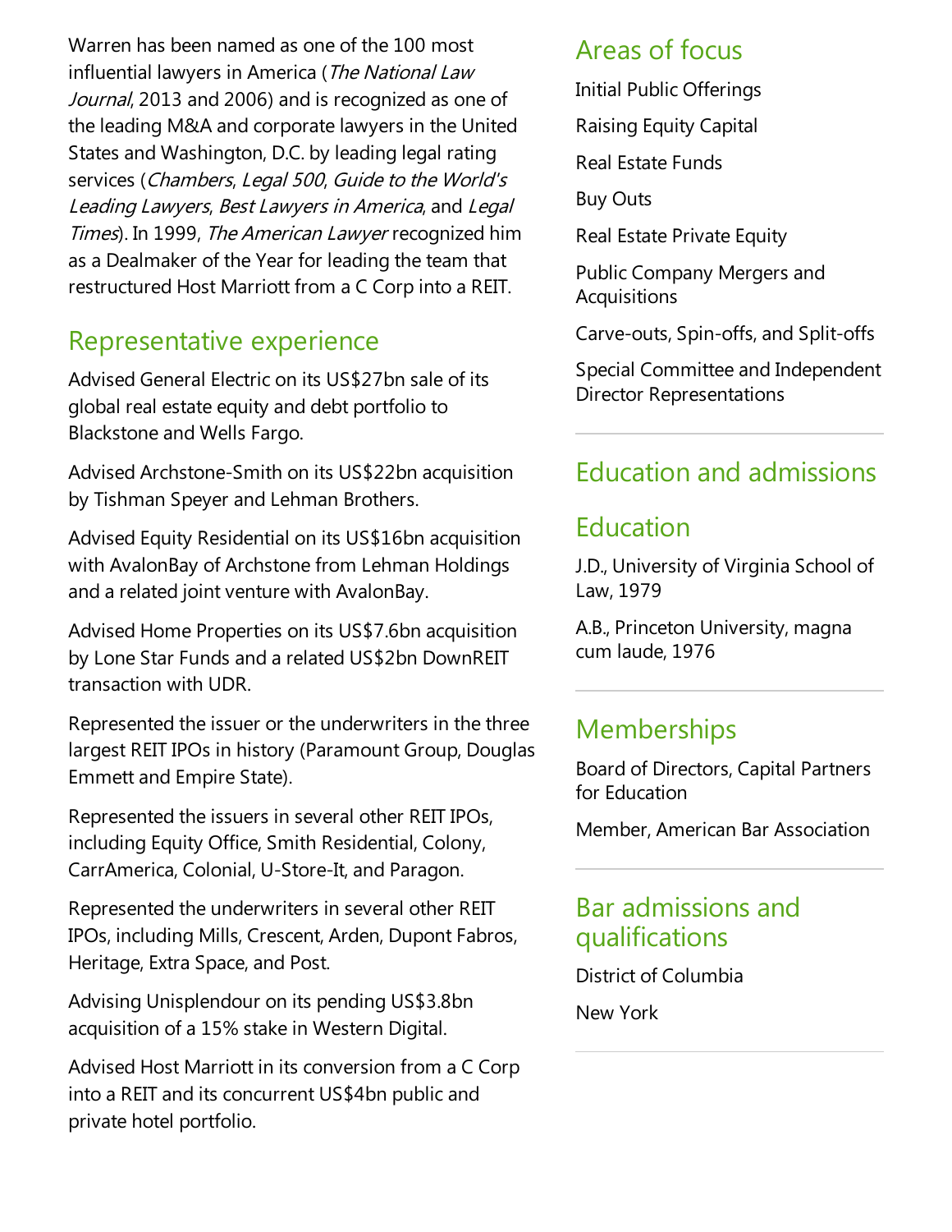Warren has been named as one of the 100 most influential lawyers in America (*The National Law Journal*, 2013 and 2006) and is recognized as one of the leading M&A and corporate lawyers in the United States and Washington, D.C. by leading legal rating services (*Chambers*, *Legal 500*, *Guide to the World's Leading Lawyers*, *Best Lawyers in America*, and *Legal Times*). In 1999, *The American Lawyer* recognized him as a Dealmaker of the Year for leading the team that restructured Host Marriott from a C Corp into a REIT.

## Representative experience

Advised General Electric on its US$27bn sale of its global real estate equity and debt portfolio to Blackstone and Wells Fargo.

Advised Archstone-Smith on its US$22bn acquisition by Tishman Speyer and Lehman Brothers.

Advised Equity Residential on its US$16bn acquisition with AvalonBay of Archstone from Lehman Holdings and a related joint venture with AvalonBay.

Advised Home Properties on its US$7.6bn acquisition by Lone Star Funds and a related US$2bn DownREIT transaction with UDR.

Represented the issuer or the underwriters in the three largest REIT IPOs in history (Paramount Group, Douglas Emmett and Empire State).

Represented the issuers in several other REIT IPOs, including Equity Office, Smith Residential, Colony, CarrAmerica, Colonial, U-Store-It, and Paragon.

Represented the underwriters in several other REIT IPOs, including Mills, Crescent, Arden, Dupont Fabros, Heritage, Extra Space, and Post.

Advising Unisplendour on its pending US$3.8bn acquisition of a 15% stake in Western Digital.

Advised Host Marriott in its conversion from a C Corp into a REIT and its concurrent US$4bn public and private hotel portfolio.

## Areas of focus

Initial Public Offerings

Raising Equity Capital

Real Estate Funds

Buy Outs

Real Estate Private Equity

Public Company Mergers and Acquisitions

Carve-outs, Spin-offs, and Split-offs

Special Committee and Independent Director Representations

## Education and admissions

## Education

J.D., University of Virginia School of Law, 1979

A.B., Princeton University, magna cum laude, 1976

## Memberships

Board of Directors, Capital Partners for Education

Member, American Bar Association

## Bar admissions and qualifications

District of Columbia

New York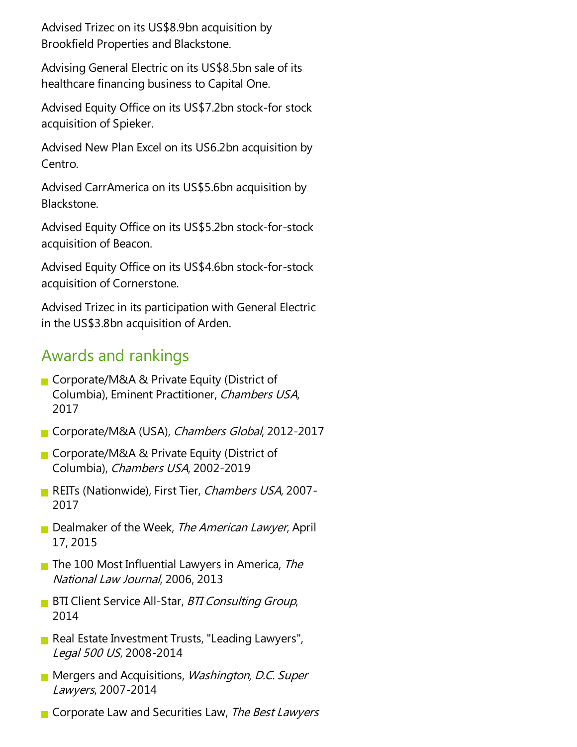Advised Trizec on its US$8.9bn acquisition by Brookfield Properties and Blackstone.

Advising General Electric on its US$8.5bn sale of its healthcare financing business to Capital One.

Advised Equity Office on its US$7.2bn stock-for stock acquisition of Spieker.

Advised New Plan Excel on its US6.2bn acquisition by Centro.

Advised CarrAmerica on its US$5.6bn acquisition by Blackstone.

Advised Equity Office on its US$5.2bn stock-for-stock acquisition of Beacon.

Advised Equity Office on its US$4.6bn stock-for-stock acquisition of Cornerstone.

Advised Trizec in its participation with General Electric in the US$3.8bn acquisition of Arden.

## Awards and rankings

- Corporate/M&A & Private Equity (District of Columbia), Eminent Practitioner, *Chambers USA*, 2017
- Corporate/M&A (USA), *Chambers Global*, 2012-2017
- Corporate/M&A & Private Equity (District of Columbia), *Chambers USA*, 2002-2019
- REITs (Nationwide), First Tier, *Chambers USA*, 2007-2017
- Dealmaker of the Week, *The American Lawyer*, April 17, 2015
- The 100 Most Influential Lawyers in America, *The National Law Journal*, 2006, 2013
- BTI Client Service All-Star, *BTI Consulting Group*, 2014
- Real Estate Investment Trusts, "Leading Lawyers", *Legal 500 US*, 2008-2014
- Mergers and Acquisitions, *Washington, D.C. Super Lawyers*, 2007-2014
- Corporate Law and Securities Law, *The Best Lawyers*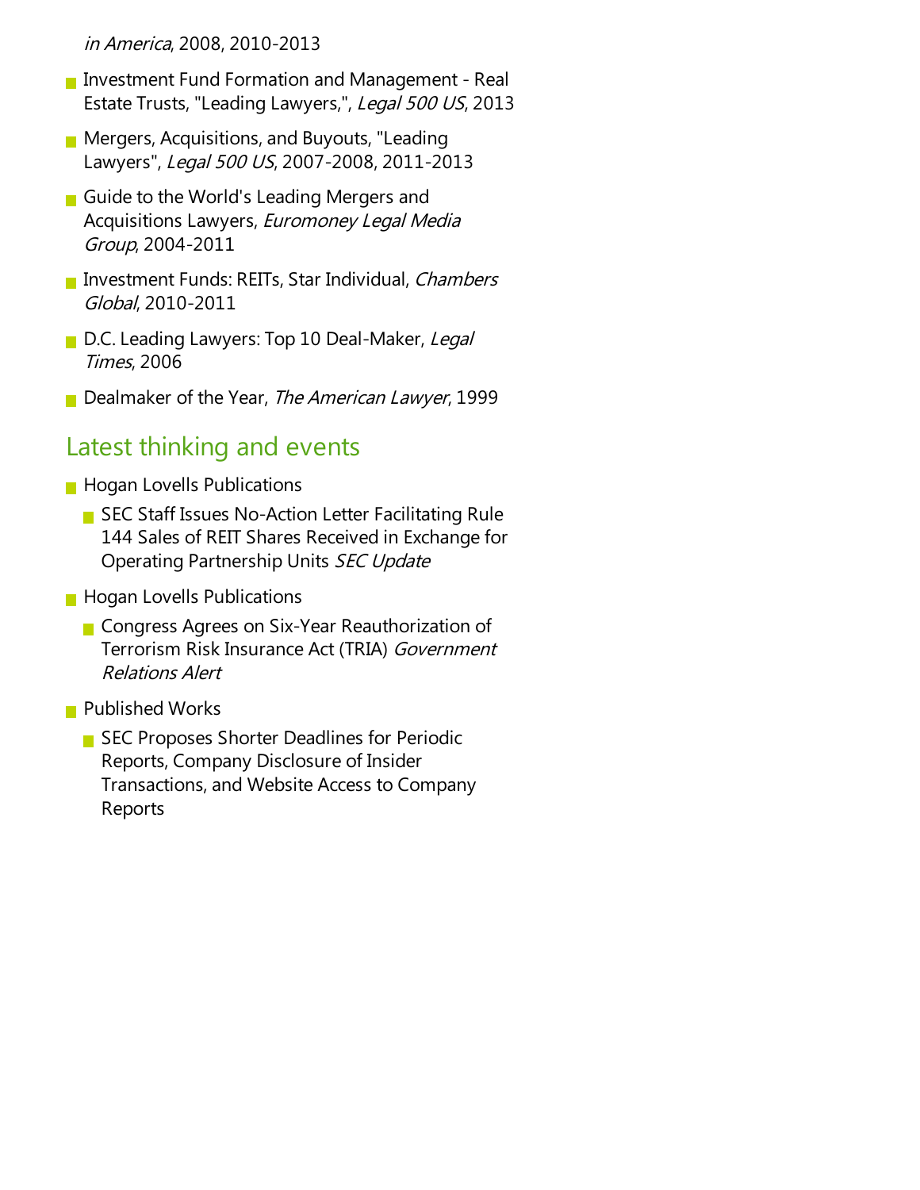*in America*, 2008, 2010-2013

- Investment Fund Formation and Management - Real Estate Trusts, "Leading Lawyers,", *Legal 500 US*, 2013
- Mergers, Acquisitions, and Buyouts, "Leading Lawyers", *Legal 500 US*, 2007-2008, 2011-2013
- Guide to the World's Leading Mergers and Acquisitions Lawyers, *Euromoney Legal Media Group*, 2004-2011
- Investment Funds: REITs, Star Individual, *Chambers Global*, 2010-2011
- D.C. Leading Lawyers: Top 10 Deal-Maker, *Legal Times*, 2006
- Dealmaker of the Year, *The American Lawyer*, 1999

## Latest thinking and events

- Hogan Lovells Publications
  - SEC Staff Issues No-Action Letter Facilitating Rule 144 Sales of REIT Shares Received in Exchange for Operating Partnership Units *SEC Update*
- Hogan Lovells Publications
  - Congress Agrees on Six-Year Reauthorization of Terrorism Risk Insurance Act (TRIA) *Government Relations Alert*
- Published Works
  - SEC Proposes Shorter Deadlines for Periodic Reports, Company Disclosure of Insider Transactions, and Website Access to Company Reports